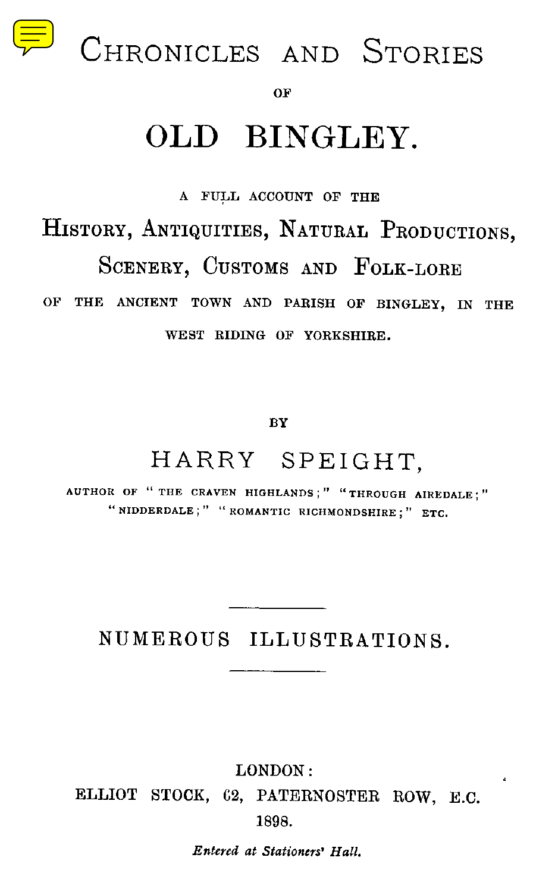# Chronicles and Stories

OF

# OLD BINGLEY.

A FULL ACCOUNT OF THE

## History, Antiquities, Natural Productions, Scenery, Customs and Folk-lore

OF THE ANCIENT TOWN AND PARISH OF BINGLEY, IN THE WEST RIDING OF YORKSHIRE.

BY

## HARRY SPEIGHT,

AUTHOR OF "THE CRAVEN HIGHLANDS;" "THROUGH AIREDALE;" "NIDDERDALE;" "ROMANTIC RICHMONDSHIRE;" ETC.

---

NUMEROUS ILLUSTRATIONS.

---

LONDON:
ELLIOT STOCK, 62, PATERNOSTER ROW, E.C.
1898.

*Entered at Stationers' Hall.*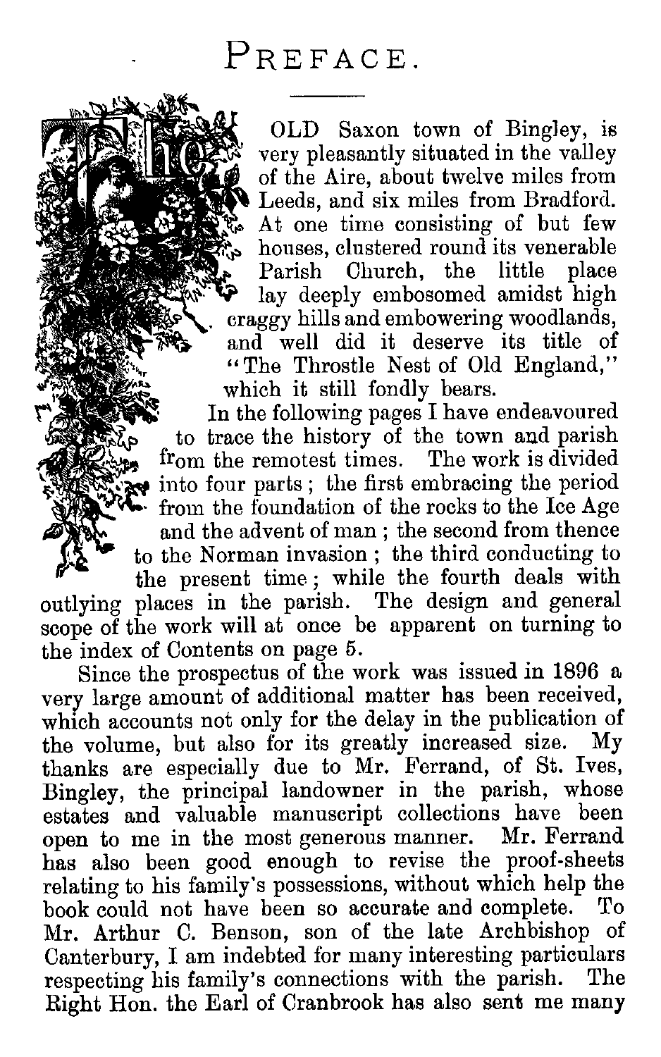# PREFACE.

THE OLD Saxon town of Bingley, is very pleasantly situated in the valley of the Aire, about twelve miles from Leeds, and six miles from Bradford. At one time consisting of but few houses, clustered round its venerable Parish Church, the little place lay deeply embosomed amidst high craggy hills and embowering woodlands, and well did it deserve its title of "The Throstle Nest of Old England," which it still fondly bears.

In the following pages I have endeavoured to trace the history of the town and parish from the remotest times. The work is divided into four parts; the first embracing the period from the foundation of the rocks to the Ice Age and the advent of man; the second from thence to the Norman invasion; the third conducting to the present time; while the fourth deals with outlying places in the parish. The design and general scope of the work will at once be apparent on turning to the index of Contents on page 5.

Since the prospectus of the work was issued in 1896 a very large amount of additional matter has been received, which accounts not only for the delay in the publication of the volume, but also for its greatly increased size. My thanks are especially due to Mr. Ferrand, of St. Ives, Bingley, the principal landowner in the parish, whose estates and valuable manuscript collections have been open to me in the most generous manner. Mr. Ferrand has also been good enough to revise the proof-sheets relating to his family's possessions, without which help the book could not have been so accurate and complete. To Mr. Arthur C. Benson, son of the late Archbishop of Canterbury, I am indebted for many interesting particulars respecting his family's connections with the parish. The Right Hon. the Earl of Cranbrook has also sent me many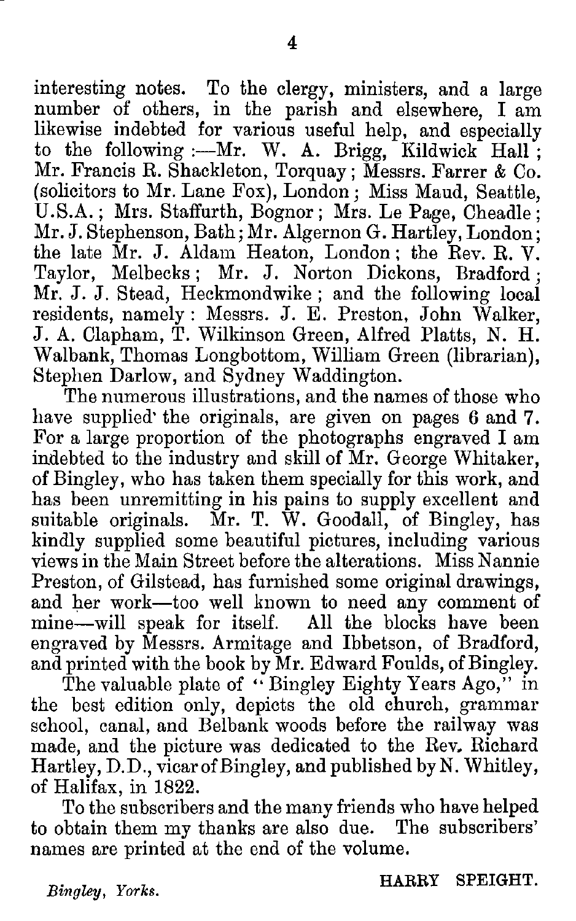interesting notes. To the clergy, ministers, and a large number of others, in the parish and elsewhere, I am likewise indebted for various useful help, and especially to the following :—Mr. W. A. Brigg, Kildwick Hall; Mr. Francis R. Shackleton, Torquay; Messrs. Farrer & Co. (solicitors to Mr. Lane Fox), London; Miss Maud, Seattle, U.S.A.; Mrs. Staffurth, Bognor; Mrs. Le Page, Cheadle; Mr. J. Stephenson, Bath; Mr. Algernon G. Hartley, London; the late Mr. J. Aldam Heaton, London; the Rev. R. V. Taylor, Melbecks; Mr. J. Norton Dickons, Bradford; Mr. J. J. Stead, Heckmondwike; and the following local residents, namely: Messrs. J. E. Preston, John Walker, J. A. Clapham, T. Wilkinson Green, Alfred Platts, N. H. Walbank, Thomas Longbottom, William Green (librarian), Stephen Darlow, and Sydney Waddington.

The numerous illustrations, and the names of those who have supplied the originals, are given on pages 6 and 7. For a large proportion of the photographs engraved I am indebted to the industry and skill of Mr. George Whitaker, of Bingley, who has taken them specially for this work, and has been unremitting in his pains to supply excellent and suitable originals. Mr. T. W. Goodall, of Bingley, has kindly supplied some beautiful pictures, including various views in the Main Street before the alterations. Miss Nannie Preston, of Gilstead, has furnished some original drawings, and her work—too well known to need any comment of mine—will speak for itself. All the blocks have been engraved by Messrs. Armitage and Ibbetson, of Bradford, and printed with the book by Mr. Edward Foulds, of Bingley.

The valuable plate of "Bingley Eighty Years Ago," in the best edition only, depicts the old church, grammar school, canal, and Belbank woods before the railway was made, and the picture was dedicated to the Rev. Richard Hartley, D.D., vicar of Bingley, and published by N. Whitley, of Halifax, in 1822.

To the subscribers and the many friends who have helped to obtain them my thanks are also due. The subscribers' names are printed at the end of the volume.

*Bingley, Yorks.*

HARRY SPEIGHT.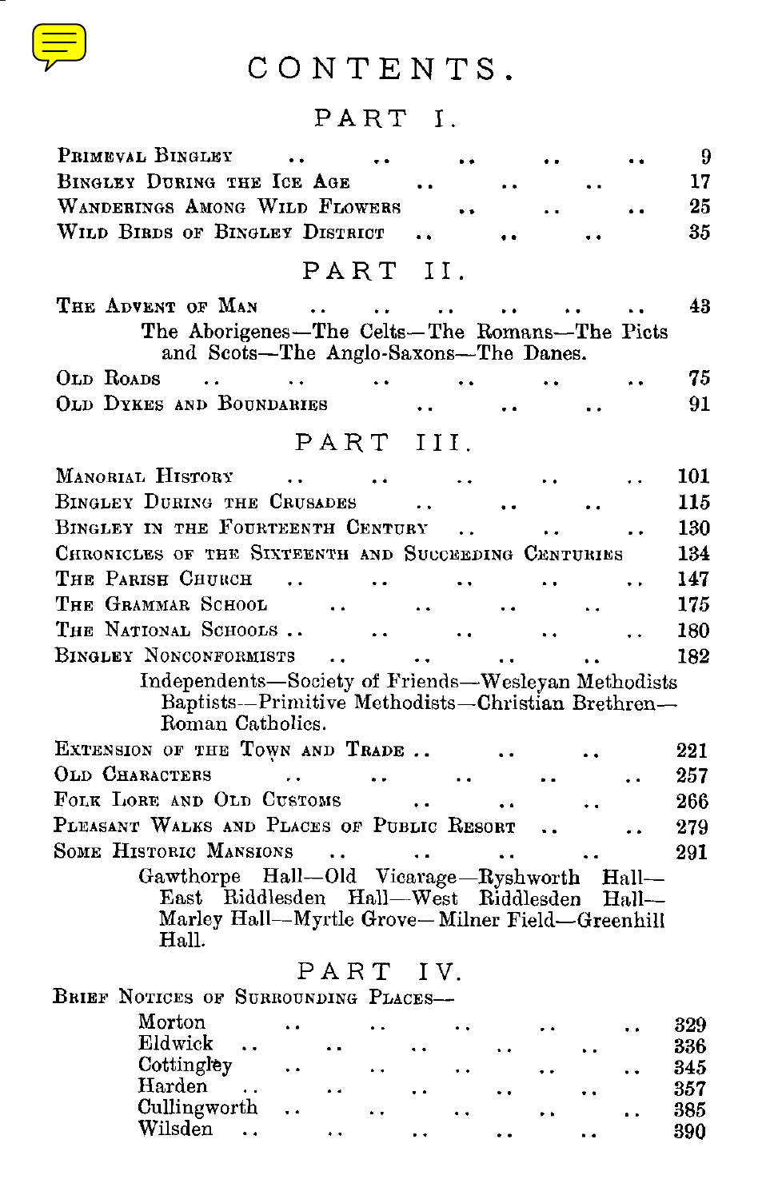# CONTENTS.

## PART I.

| | |
|---|---|
| Primeval Bingley | 9 |
| Bingley During the Ice Age | 17 |
| Wanderings Among Wild Flowers | 25 |
| Wild Birds of Bingley District | 35 |

## PART II.

| | |
|---|---|
| The Advent of Man | 43 |
| The Aborigenes—The Celts—The Romans—The Picts and Scots—The Anglo-Saxons—The Danes. | |
| Old Roads | 75 |
| Old Dykes and Boundaries | 91 |

## PART III.

| | |
|---|---|
| Manorial History | 101 |
| Bingley During the Crusades | 115 |
| Bingley in the Fourteenth Century | 130 |
| Chronicles of the Sixteenth and Succeeding Centuries | 134 |
| The Parish Church | 147 |
| The Grammar School | 175 |
| The National Schools | 180 |
| Bingley Nonconformists | 182 |
| Independents—Society of Friends—Wesleyan Methodists Baptists—Primitive Methodists—Christian Brethren—Roman Catholics. | |
| Extension of the Town and Trade | 221 |
| Old Characters | 257 |
| Folk Lore and Old Customs | 266 |
| Pleasant Walks and Places of Public Resort | 279 |
| Some Historic Mansions | 291 |
| Gawthorpe Hall—Old Vicarage—Ryshworth Hall—East Riddlesden Hall—West Riddlesden Hall—Marley Hall—Myrtle Grove—Milner Field—Greenhill Hall. | |

## PART IV.

Brief Notices of Surrounding Places—

| | |
|---|---|
| Morton | 329 |
| Eldwick | 336 |
| Cottingley | 345 |
| Harden | 357 |
| Cullingworth | 385 |
| Wilsden | 390 |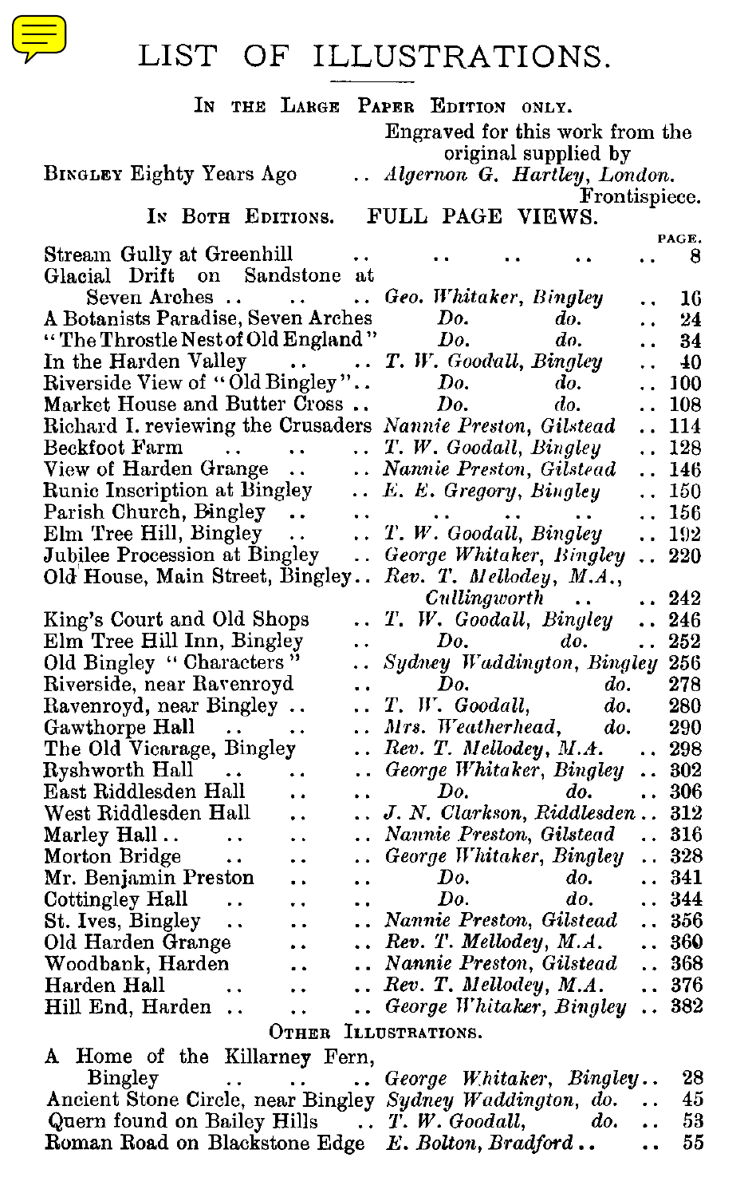# LIST OF ILLUSTRATIONS.

IN THE LARGE PAPER EDITION ONLY.

| | Engraved for this work from the original supplied by | |
|---|---|---|
| BINGLEY Eighty Years Ago | *Algernon G. Hartley, London.* | Frontispiece. |

IN BOTH EDITIONS. FULL PAGE VIEWS.

| | | PAGE. |
|---|---|---|
| Stream Gully at Greenhill | | 8 |
| Glacial Drift on Sandstone at Seven Arches | *Geo. Whitaker, Bingley* | 16 |
| A Botanists Paradise, Seven Arches | *Do. do.* | 24 |
| "The Throstle Nest of Old England" | *Do. do.* | 34 |
| In the Harden Valley | *T. W. Goodall, Bingley* | 40 |
| Riverside View of "Old Bingley" | *Do. do.* | 100 |
| Market House and Butter Cross | *Do. do.* | 108 |
| Richard I. reviewing the Crusaders | *Nannie Preston, Gilstead* | 114 |
| Beckfoot Farm | *T. W. Goodall, Bingley* | 128 |
| View of Harden Grange | *Nannie Preston, Gilstead* | 146 |
| Runic Inscription at Bingley | *E. E. Gregory, Bingley* | 150 |
| Parish Church, Bingley | | 156 |
| Elm Tree Hill, Bingley | *T. W. Goodall, Bingley* | 192 |
| Jubilee Procession at Bingley | *George Whitaker, Bingley* | 220 |
| Old House, Main Street, Bingley | *Rev. T. Mellodey, M.A., Cullingworth* | 242 |
| King's Court and Old Shops | *T. W. Goodall, Bingley* | 246 |
| Elm Tree Hill Inn, Bingley | *Do. do.* | 252 |
| Old Bingley "Characters" | *Sydney Waddington, Bingley* | 256 |
| Riverside, near Ravenroyd | *Do. do.* | 278 |
| Ravenroyd, near Bingley | *T. W. Goodall, do.* | 280 |
| Gawthorpe Hall | *Mrs. Weatherhead, do.* | 290 |
| The Old Vicarage, Bingley | *Rev. T. Mellodey, M.A.* | 298 |
| Ryshworth Hall | *George Whitaker, Bingley* | 302 |
| East Riddlesden Hall | *Do. do.* | 306 |
| West Riddlesden Hall | *J. N. Clarkson, Riddlesden* | 312 |
| Marley Hall | *Nannie Preston, Gilstead* | 316 |
| Morton Bridge | *George Whitaker, Bingley* | 328 |
| Mr. Benjamin Preston | *Do. do.* | 341 |
| Cottingley Hall | *Do. do.* | 344 |
| St. Ives, Bingley | *Nannie Preston, Gilstead* | 356 |
| Old Harden Grange | *Rev. T. Mellodey, M.A.* | 360 |
| Woodbank, Harden | *Nannie Preston, Gilstead* | 368 |
| Harden Hall | *Rev. T. Mellodey, M.A.* | 376 |
| Hill End, Harden | *George Whitaker, Bingley* | 382 |

OTHER ILLUSTRATIONS.

| | | |
|---|---|---|
| A Home of the Killarney Fern, Bingley | *George Whitaker, Bingley* | 28 |
| Ancient Stone Circle, near Bingley | *Sydney Waddington, do.* | 45 |
| Quern found on Bailey Hills | *T. W. Goodall, do.* | 53 |
| Roman Road on Blackstone Edge | *E. Bolton, Bradford* | 55 |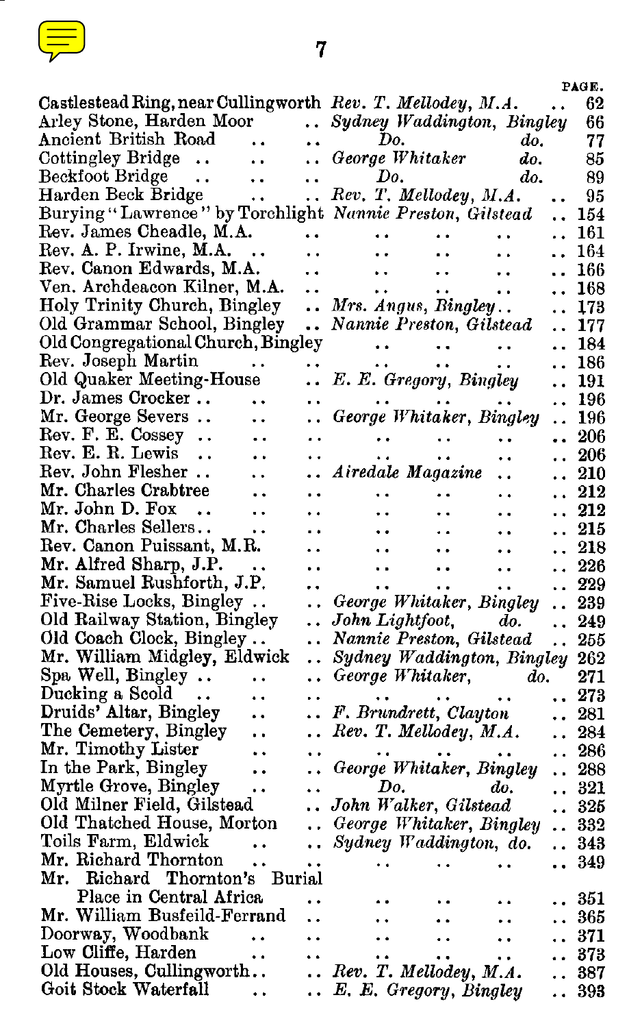| | | PAGE. |
|---|---|---|
| Castlestead Ring, near Cullingworth | *Rev. T. Mellodey, M.A.* | 62 |
| Arley Stone, Harden Moor | *Sydney Waddington, Bingley* | 66 |
| Ancient British Road | *Do. do.* | 77 |
| Cottingley Bridge | *George Whitaker do.* | 85 |
| Beckfoot Bridge | *Do. do.* | 89 |
| Harden Beck Bridge | *Rev. T. Mellodey, M.A.* | 95 |
| Burying "Lawrence" by Torchlight | *Nannie Preston, Gilstead* | 154 |
| Rev. James Cheadle, M.A. | | 161 |
| Rev. A. P. Irwine, M.A. | | 164 |
| Rev. Canon Edwards, M.A. | | 166 |
| Ven. Archdeacon Kilner, M.A. | | 168 |
| Holy Trinity Church, Bingley | *Mrs. Angus, Bingley* | 173 |
| Old Grammar School, Bingley | *Nannie Preston, Gilstead* | 177 |
| Old Congregational Church, Bingley | | 184 |
| Rev. Joseph Martin | | 186 |
| Old Quaker Meeting-House | *E. E. Gregory, Bingley* | 191 |
| Dr. James Crocker | | 196 |
| Mr. George Severs | *George Whitaker, Bingley* | 196 |
| Rev. F. E. Cossey | | 206 |
| Rev. E. R. Lewis | | 206 |
| Rev. John Flesher | *Airedale Magazine* | 210 |
| Mr. Charles Crabtree | | 212 |
| Mr. John D. Fox | | 212 |
| Mr. Charles Sellers | | 215 |
| Rev. Canon Puissant, M.R. | | 218 |
| Mr. Alfred Sharp, J.P. | | 226 |
| Mr. Samuel Rushforth, J.P. | | 229 |
| Five-Rise Locks, Bingley | *George Whitaker, Bingley* | 239 |
| Old Railway Station, Bingley | *John Lightfoot, do.* | 249 |
| Old Coach Clock, Bingley | *Nannie Preston, Gilstead* | 255 |
| Mr. William Midgley, Eldwick | *Sydney Waddington, Bingley* | 262 |
| Spa Well, Bingley | *George Whitaker, do.* | 271 |
| Ducking a Scold | | 273 |
| Druids' Altar, Bingley | *F. Brundrett, Clayton* | 281 |
| The Cemetery, Bingley | *Rev. T. Mellodey, M.A.* | 284 |
| Mr. Timothy Lister | | 286 |
| In the Park, Bingley | *George Whitaker, Bingley* | 288 |
| Myrtle Grove, Bingley | *Do. do.* | 321 |
| Old Milner Field, Gilstead | *John Walker, Gilstead* | 325 |
| Old Thatched House, Morton | *George Whitaker, Bingley* | 332 |
| Toils Farm, Eldwick | *Sydney Waddington, do.* | 343 |
| Mr. Richard Thornton | | 349 |
| Mr. Richard Thornton's Burial Place in Central Africa | | 351 |
| Mr. William Busfeild-Ferrand | | 365 |
| Doorway, Woodbank | | 371 |
| Low Cliffe, Harden | | 373 |
| Old Houses, Cullingworth | *Rev. T. Mellodey, M.A.* | 387 |
| Goit Stock Waterfall | *E. E. Gregory, Bingley* | 393 |